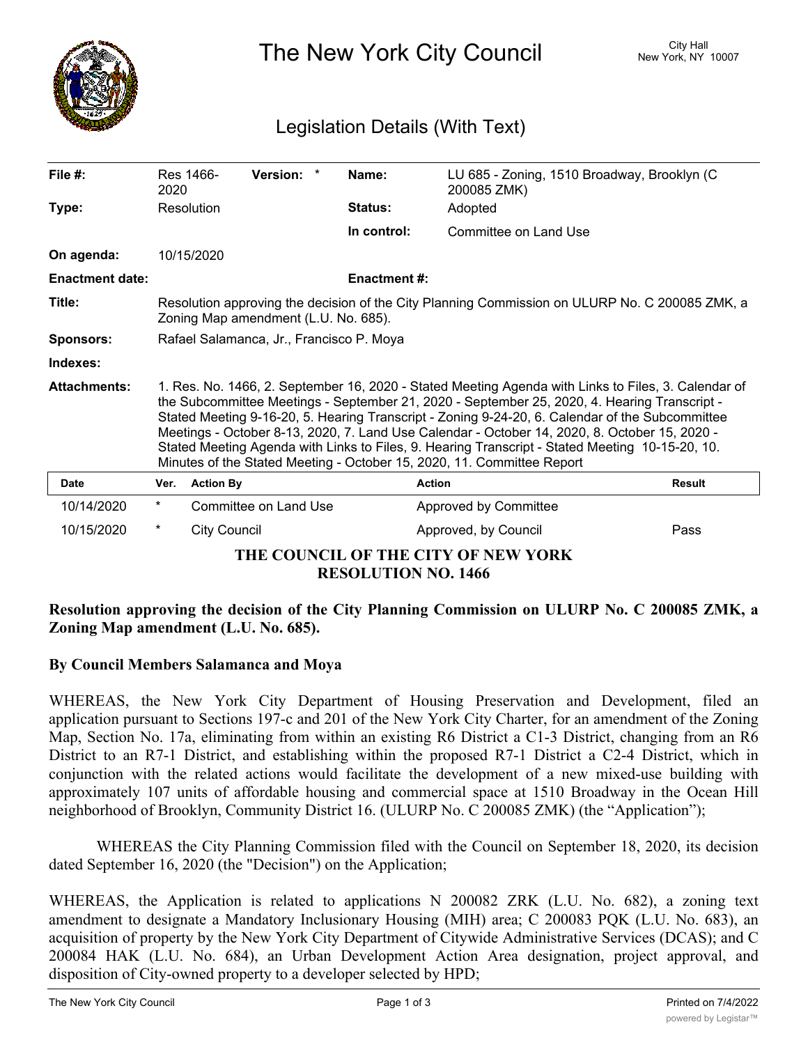# The New York City Council

City Hall
New York, NY 10007

## Legislation Details (With Text)

| | | | |
|---|---|---|---|
| **File #:** | Res 1466-2020 **Version:** * | **Name:** | LU 685 - Zoning, 1510 Broadway, Brooklyn (C 200085 ZMK) |
| **Type:** | Resolution | **Status:** | Adopted |
| | | **In control:** | Committee on Land Use |
| **On agenda:** | 10/15/2020 | | |
| **Enactment date:** | | **Enactment #:** | |
| **Title:** | Resolution approving the decision of the City Planning Commission on ULURP No. C 200085 ZMK, a Zoning Map amendment (L.U. No. 685). | | |
| **Sponsors:** | Rafael Salamanca, Jr., Francisco P. Moya | | |
| **Indexes:** | | | |
| **Attachments:** | 1. Res. No. 1466, 2. September 16, 2020 - Stated Meeting Agenda with Links to Files, 3. Calendar of the Subcommittee Meetings - September 21, 2020 - September 25, 2020, 4. Hearing Transcript - Stated Meeting 9-16-20, 5. Hearing Transcript - Zoning 9-24-20, 6. Calendar of the Subcommittee Meetings - October 8-13, 2020, 7. Land Use Calendar - October 14, 2020, 8. October 15, 2020 - Stated Meeting Agenda with Links to Files, 9. Hearing Transcript - Stated Meeting 10-15-20, 10. Minutes of the Stated Meeting - October 15, 2020, 11. Committee Report | | |

| Date | Ver. | Action By | Action | Result |
|---|---|---|---|---|
| 10/14/2020 | * | Committee on Land Use | Approved by Committee | |
| 10/15/2020 | * | City Council | Approved, by Council | Pass |

**THE COUNCIL OF THE CITY OF NEW YORK**
**RESOLUTION NO. 1466**

**Resolution approving the decision of the City Planning Commission on ULURP No. C 200085 ZMK, a Zoning Map amendment (L.U. No. 685).**

**By Council Members Salamanca and Moya**

WHEREAS, the New York City Department of Housing Preservation and Development, filed an application pursuant to Sections 197-c and 201 of the New York City Charter, for an amendment of the Zoning Map, Section No. 17a, eliminating from within an existing R6 District a C1-3 District, changing from an R6 District to an R7-1 District, and establishing within the proposed R7-1 District a C2-4 District, which in conjunction with the related actions would facilitate the development of a new mixed-use building with approximately 107 units of affordable housing and commercial space at 1510 Broadway in the Ocean Hill neighborhood of Brooklyn, Community District 16. (ULURP No. C 200085 ZMK) (the "Application");

WHEREAS the City Planning Commission filed with the Council on September 18, 2020, its decision dated September 16, 2020 (the "Decision") on the Application;

WHEREAS, the Application is related to applications N 200082 ZRK (L.U. No. 682), a zoning text amendment to designate a Mandatory Inclusionary Housing (MIH) area; C 200083 PQK (L.U. No. 683), an acquisition of property by the New York City Department of Citywide Administrative Services (DCAS); and C 200084 HAK (L.U. No. 684), an Urban Development Action Area designation, project approval, and disposition of City-owned property to a developer selected by HPD;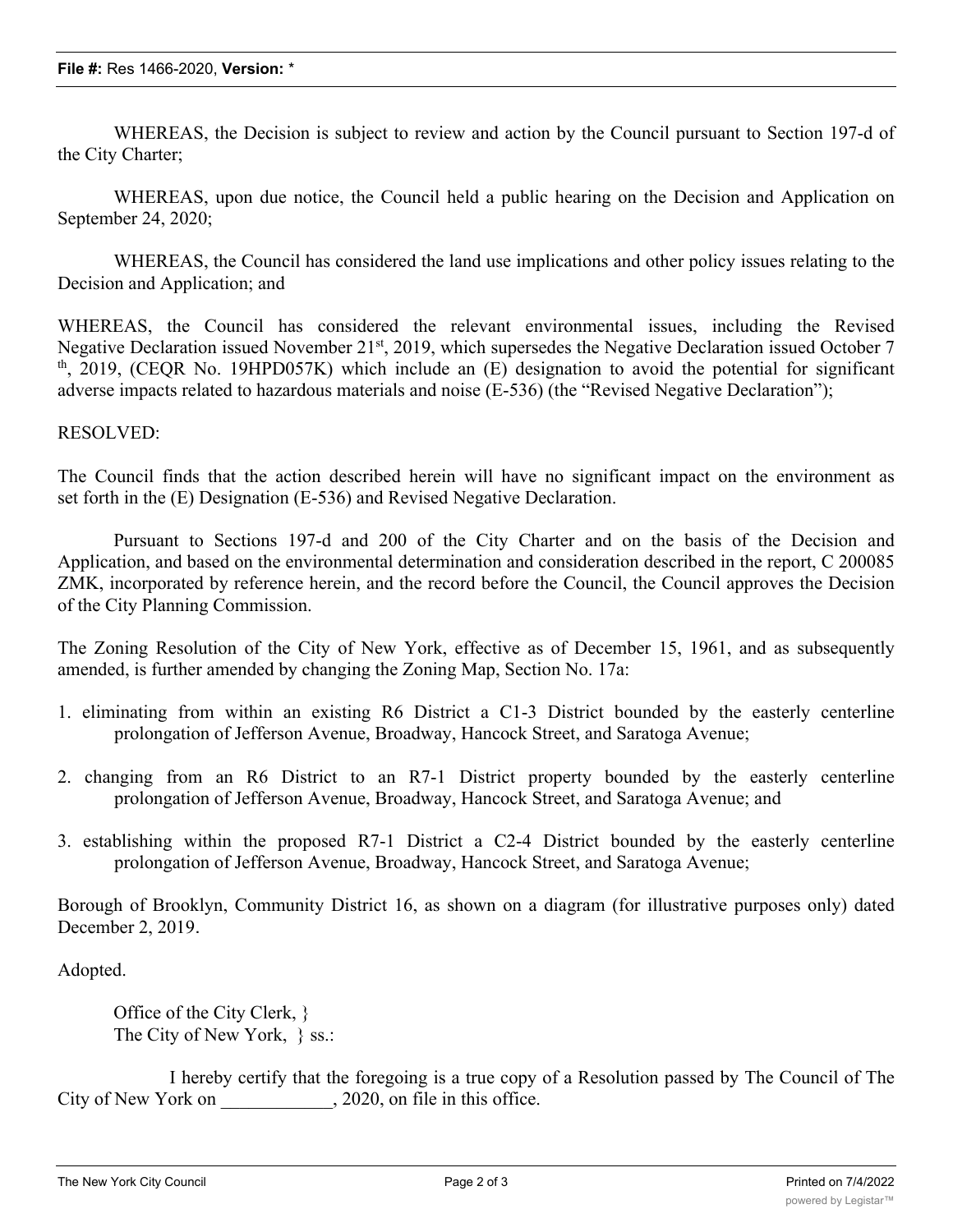WHEREAS, the Decision is subject to review and action by the Council pursuant to Section 197-d of the City Charter;

WHEREAS, upon due notice, the Council held a public hearing on the Decision and Application on September 24, 2020;

WHEREAS, the Council has considered the land use implications and other policy issues relating to the Decision and Application; and

WHEREAS, the Council has considered the relevant environmental issues, including the Revised Negative Declaration issued November 21st, 2019, which supersedes the Negative Declaration issued October 7th, 2019, (CEQR No. 19HPD057K) which include an (E) designation to avoid the potential for significant adverse impacts related to hazardous materials and noise (E-536) (the "Revised Negative Declaration");

RESOLVED:

The Council finds that the action described herein will have no significant impact on the environment as set forth in the (E) Designation (E-536) and Revised Negative Declaration.

Pursuant to Sections 197-d and 200 of the City Charter and on the basis of the Decision and Application, and based on the environmental determination and consideration described in the report, C 200085 ZMK, incorporated by reference herein, and the record before the Council, the Council approves the Decision of the City Planning Commission.

The Zoning Resolution of the City of New York, effective as of December 15, 1961, and as subsequently amended, is further amended by changing the Zoning Map, Section No. 17a:

1. eliminating from within an existing R6 District a C1-3 District bounded by the easterly centerline prolongation of Jefferson Avenue, Broadway, Hancock Street, and Saratoga Avenue;

2. changing from an R6 District to an R7-1 District property bounded by the easterly centerline prolongation of Jefferson Avenue, Broadway, Hancock Street, and Saratoga Avenue; and

3. establishing within the proposed R7-1 District a C2-4 District bounded by the easterly centerline prolongation of Jefferson Avenue, Broadway, Hancock Street, and Saratoga Avenue;

Borough of Brooklyn, Community District 16, as shown on a diagram (for illustrative purposes only) dated December 2, 2019.

Adopted.

Office of the City Clerk, }
The City of New York, } ss.:

I hereby certify that the foregoing is a true copy of a Resolution passed by The Council of The City of New York on ____________, 2020, on file in this office.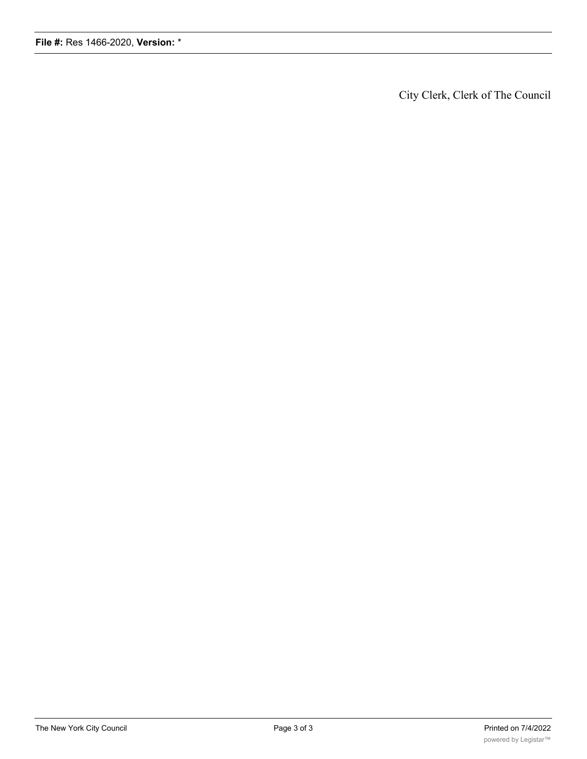City Clerk, Clerk of The Council